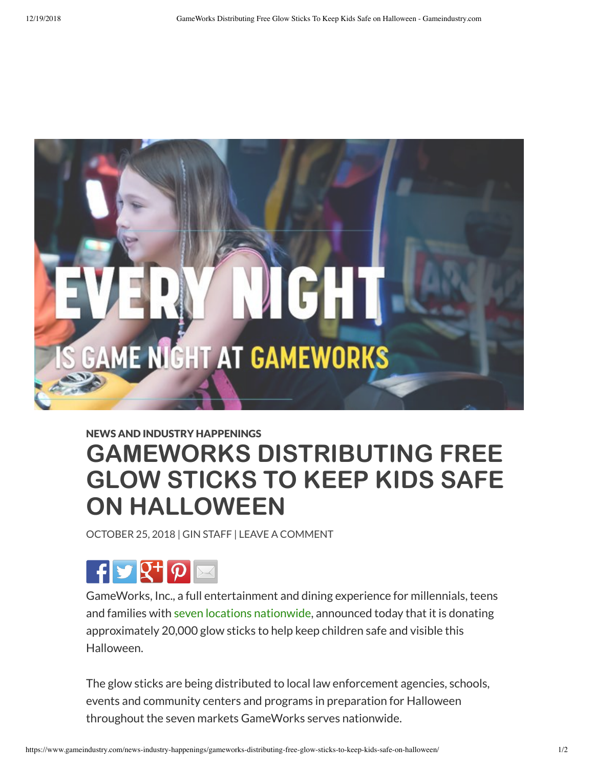NEWS AND INDUSTRY HAPPENINGS

# GAMEWORKS DISTRIBUTING FREE GLOW STICKS TO KEEP KIDS SAFE ON HALLOWEEN

OCTOBER 25, 2018 | GIN STAFF | LEAVE A COMMENT

GameWorks, Inc., a full entertainment and dining experience for millennials, teens and families with seven locations nationwide, announced today that it is donating approximately 20,000 glow sticks to help keep children safe and visible this Halloween.

The glow sticks are being distributed to local law enforcement agencies, schools, events and community centers and programs in preparation for Halloween throughout the seven markets GameWorks serves nationwide.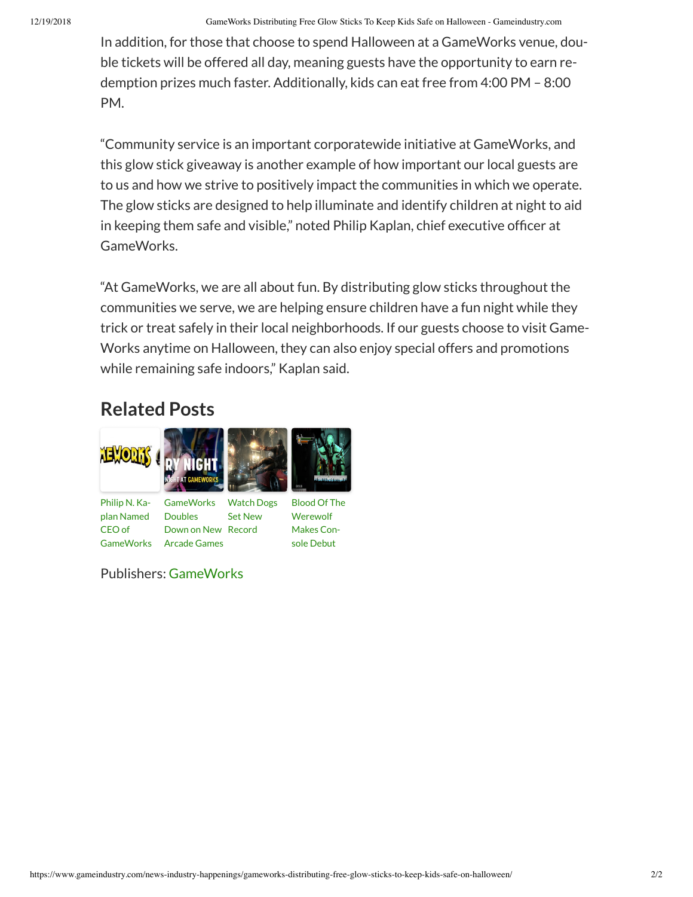In addition, for those that choose to spend Halloween at a GameWorks venue, double tickets will be offered all day, meaning guests have the opportunity to earn redemption prizes much faster. Additionally, kids can eat free from 4:00 PM – 8:00 PM.

“Community service is an important corporatewide initiative at GameWorks, and this glow stick giveaway is another example of how important our local guests are to us and how we strive to positively impact the communities in which we operate. The glow sticks are designed to help illuminate and identify children at night to aid in keeping them safe and visible,” noted Philip Kaplan, chief executive officer at GameWorks.

“At GameWorks, we are all about fun. By distributing glow sticks throughout the communities we serve, we are helping ensure children have a fun night while they trick or treat safely in their local neighborhoods. If our guests choose to visit GameWorks anytime on Halloween, they can also enjoy special offers and promotions while remaining safe indoors,” Kaplan said.

## Related Posts

- Philip N. Kaplan Named CEO of GameWorks
- GameWorks Doubles Down on New Arcade Games
- Watch Dogs Set New Record
- Blood Of The Werewolf Makes Console Debut

Publishers: GameWorks